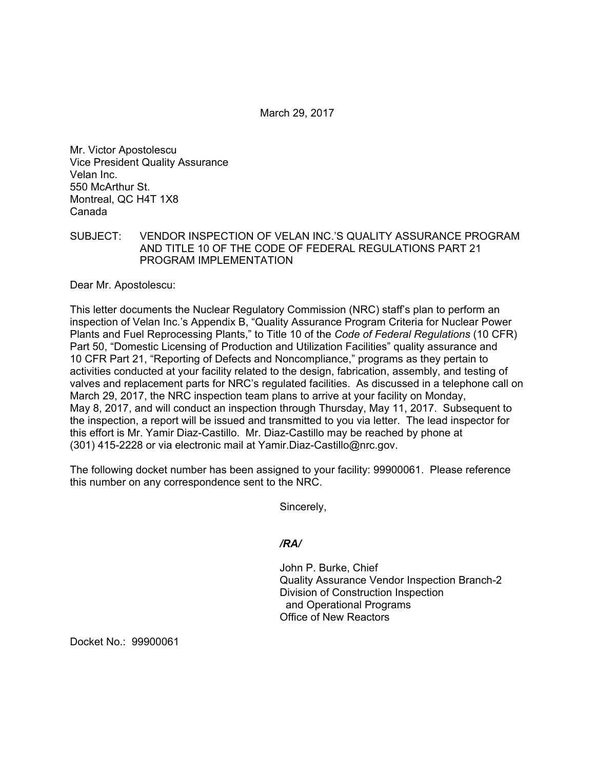March 29, 2017

Mr. Victor Apostolescu
Vice President Quality Assurance
Velan Inc.
550 McArthur St.
Montreal, QC H4T 1X8
Canada

SUBJECT: VENDOR INSPECTION OF VELAN INC.'S QUALITY ASSURANCE PROGRAM AND TITLE 10 OF THE CODE OF FEDERAL REGULATIONS PART 21 PROGRAM IMPLEMENTATION

Dear Mr. Apostolescu:

This letter documents the Nuclear Regulatory Commission (NRC) staff's plan to perform an inspection of Velan Inc.'s Appendix B, "Quality Assurance Program Criteria for Nuclear Power Plants and Fuel Reprocessing Plants," to Title 10 of the *Code of Federal Regulations* (10 CFR) Part 50, "Domestic Licensing of Production and Utilization Facilities" quality assurance and 10 CFR Part 21, "Reporting of Defects and Noncompliance," programs as they pertain to activities conducted at your facility related to the design, fabrication, assembly, and testing of valves and replacement parts for NRC's regulated facilities. As discussed in a telephone call on March 29, 2017, the NRC inspection team plans to arrive at your facility on Monday, May 8, 2017, and will conduct an inspection through Thursday, May 11, 2017. Subsequent to the inspection, a report will be issued and transmitted to you via letter. The lead inspector for this effort is Mr. Yamir Diaz-Castillo. Mr. Diaz-Castillo may be reached by phone at (301) 415-2228 or via electronic mail at Yamir.Diaz-Castillo@nrc.gov.

The following docket number has been assigned to your facility: 99900061. Please reference this number on any correspondence sent to the NRC.

Sincerely,

*/RA/*

John P. Burke, Chief
Quality Assurance Vendor Inspection Branch-2
Division of Construction Inspection
and Operational Programs
Office of New Reactors

Docket No.: 99900061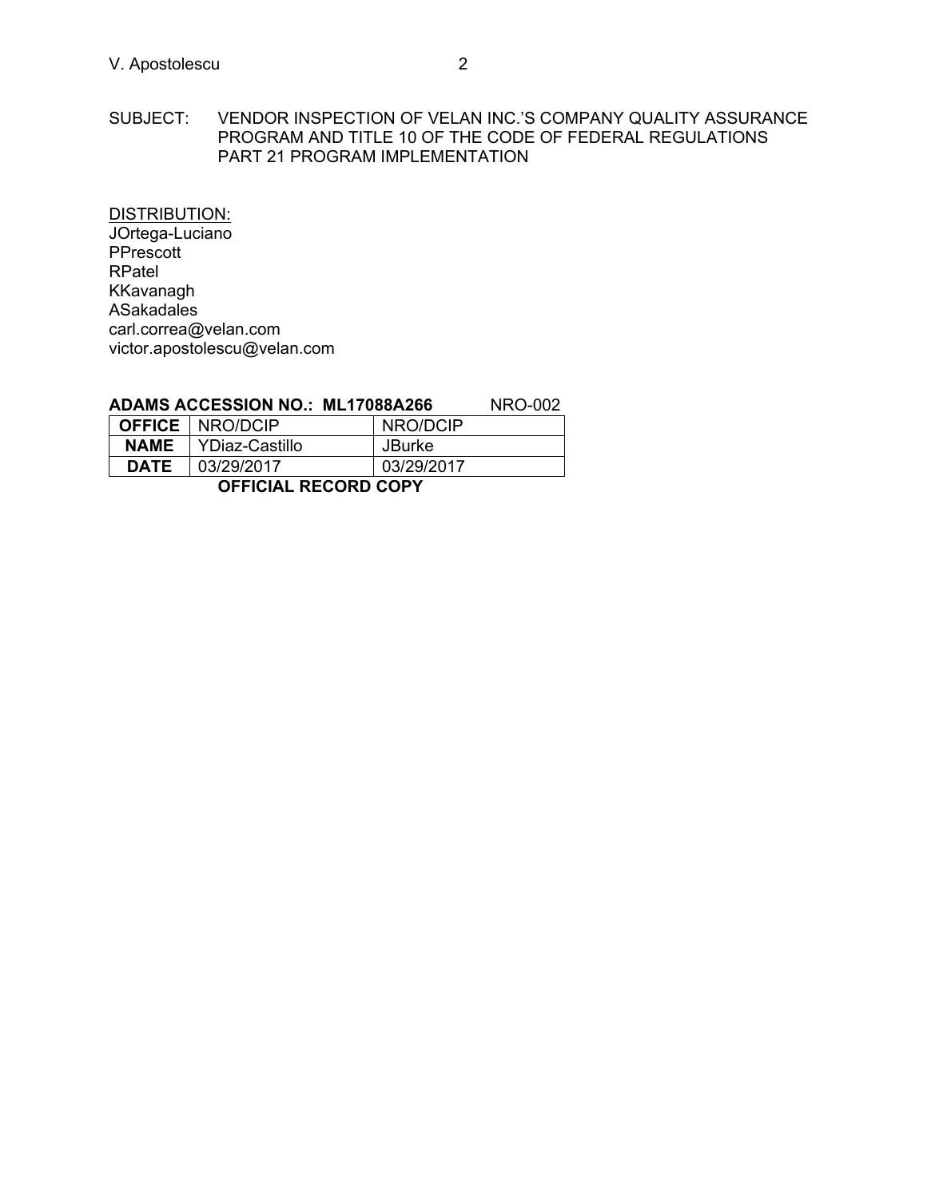SUBJECT: VENDOR INSPECTION OF VELAN INC.'S COMPANY QUALITY ASSURANCE PROGRAM AND TITLE 10 OF THE CODE OF FEDERAL REGULATIONS PART 21 PROGRAM IMPLEMENTATION

DISTRIBUTION:
JOrtega-Luciano
PPrescott
RPatel
KKavanagh
ASakadales
carl.correa@velan.com
victor.apostolescu@velan.com

**ADAMS ACCESSION NO.: ML17088A266** NRO-002

| **OFFICE** | NRO/DCIP | NRO/DCIP |
|---|---|---|
| **NAME** | YDiaz-Castillo | JBurke |
| **DATE** | 03/29/2017 | 03/29/2017 |

**OFFICIAL RECORD COPY**